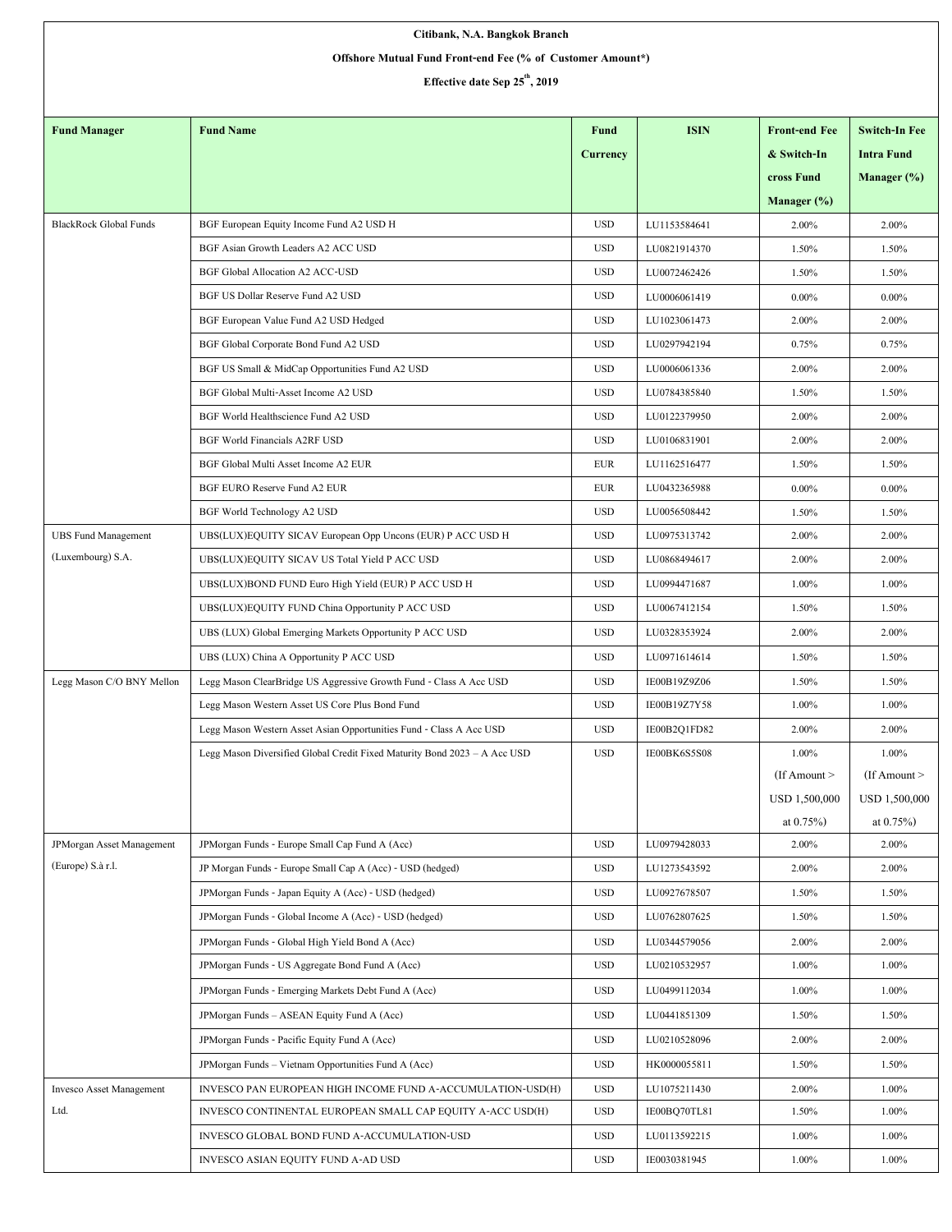**Citibank, N.A. Bangkok Branch**

**Offshore Mutual Fund Front-end Fee (% of Customer Amount*)**

**Effective date Sep 25th, 2019**

| Fund Manager | Fund Name | Fund Currency | ISIN | Front-end Fee & Switch-In cross Fund Manager (%) | Switch-In Fee Intra Fund Manager (%) |
|---|---|---|---|---|---|
| BlackRock Global Funds | BGF European Equity Income Fund A2 USD H | USD | LU1153584641 | 2.00% | 2.00% |
| | BGF Asian Growth Leaders A2 ACC USD | USD | LU0821914370 | 1.50% | 1.50% |
| | BGF Global Allocation A2 ACC-USD | USD | LU0072462426 | 1.50% | 1.50% |
| | BGF US Dollar Reserve Fund A2 USD | USD | LU0006061419 | 0.00% | 0.00% |
| | BGF European Value Fund A2 USD Hedged | USD | LU1023061473 | 2.00% | 2.00% |
| | BGF Global Corporate Bond Fund A2 USD | USD | LU0297942194 | 0.75% | 0.75% |
| | BGF US Small & MidCap Opportunities Fund A2 USD | USD | LU0006061336 | 2.00% | 2.00% |
| | BGF Global Multi-Asset Income A2 USD | USD | LU0784385840 | 1.50% | 1.50% |
| | BGF World Healthscience Fund A2 USD | USD | LU0122379950 | 2.00% | 2.00% |
| | BGF World Financials A2RF USD | USD | LU0106831901 | 2.00% | 2.00% |
| | BGF Global Multi Asset Income A2 EUR | EUR | LU1162516477 | 1.50% | 1.50% |
| | BGF EURO Reserve Fund A2 EUR | EUR | LU0432365988 | 0.00% | 0.00% |
| | BGF World Technology A2 USD | USD | LU0056508442 | 1.50% | 1.50% |
| UBS Fund Management (Luxembourg) S.A. | UBS(LUX)EQUITY SICAV European Opp Uncons (EUR) P ACC USD H | USD | LU0975313742 | 2.00% | 2.00% |
| | UBS(LUX)EQUITY SICAV US Total Yield P ACC USD | USD | LU0868494617 | 2.00% | 2.00% |
| | UBS(LUX)BOND FUND Euro High Yield (EUR) P ACC USD H | USD | LU0994471687 | 1.00% | 1.00% |
| | UBS(LUX)EQUITY FUND China Opportunity P ACC USD | USD | LU0067412154 | 1.50% | 1.50% |
| | UBS (LUX) Global Emerging Markets Opportunity P ACC USD | USD | LU0328353924 | 2.00% | 2.00% |
| | UBS (LUX) China A Opportunity P ACC USD | USD | LU0971614614 | 1.50% | 1.50% |
| Legg Mason C/O BNY Mellon | Legg Mason ClearBridge US Aggressive Growth Fund - Class A Acc USD | USD | IE00B19Z9Z06 | 1.50% | 1.50% |
| | Legg Mason Western Asset US Core Plus Bond Fund | USD | IE00B19Z7Y58 | 1.00% | 1.00% |
| | Legg Mason Western Asset Asian Opportunities Fund - Class A Acc USD | USD | IE00B2Q1FD82 | 2.00% | 2.00% |
| | Legg Mason Diversified Global Credit Fixed Maturity Bond 2023 – A Acc USD | USD | IE00BK6S5S08 | 1.00% (If Amount > USD 1,500,000 at 0.75%) | 1.00% (If Amount > USD 1,500,000 at 0.75%) |
| JPMorgan Asset Management (Europe) S.à r.l. | JPMorgan Funds - Europe Small Cap Fund A (Acc) | USD | LU0979428033 | 2.00% | 2.00% |
| | JP Morgan Funds - Europe Small Cap A (Acc) - USD (hedged) | USD | LU1273543592 | 2.00% | 2.00% |
| | JPMorgan Funds - Japan Equity A (Acc) - USD (hedged) | USD | LU0927678507 | 1.50% | 1.50% |
| | JPMorgan Funds - Global Income A (Acc) - USD (hedged) | USD | LU0762807625 | 1.50% | 1.50% |
| | JPMorgan Funds - Global High Yield Bond A (Acc) | USD | LU0344579056 | 2.00% | 2.00% |
| | JPMorgan Funds - US Aggregate Bond Fund A (Acc) | USD | LU0210532957 | 1.00% | 1.00% |
| | JPMorgan Funds - Emerging Markets Debt Fund A (Acc) | USD | LU0499112034 | 1.00% | 1.00% |
| | JPMorgan Funds – ASEAN Equity Fund A (Acc) | USD | LU0441851309 | 1.50% | 1.50% |
| | JPMorgan Funds - Pacific Equity Fund A (Acc) | USD | LU0210528096 | 2.00% | 2.00% |
| | JPMorgan Funds – Vietnam Opportunities Fund A (Acc) | USD | HK0000055811 | 1.50% | 1.50% |
| Invesco Asset Management Ltd. | INVESCO PAN EUROPEAN HIGH INCOME FUND A-ACCUMULATION-USD(H) | USD | LU1075211430 | 2.00% | 1.00% |
| | INVESCO CONTINENTAL EUROPEAN SMALL CAP EQUITY A-ACC USD(H) | USD | IE00BQ70TL81 | 1.50% | 1.00% |
| | INVESCO GLOBAL BOND FUND A-ACCUMULATION-USD | USD | LU0113592215 | 1.00% | 1.00% |
| | INVESCO ASIAN EQUITY FUND A-AD USD | USD | IE0030381945 | 1.00% | 1.00% |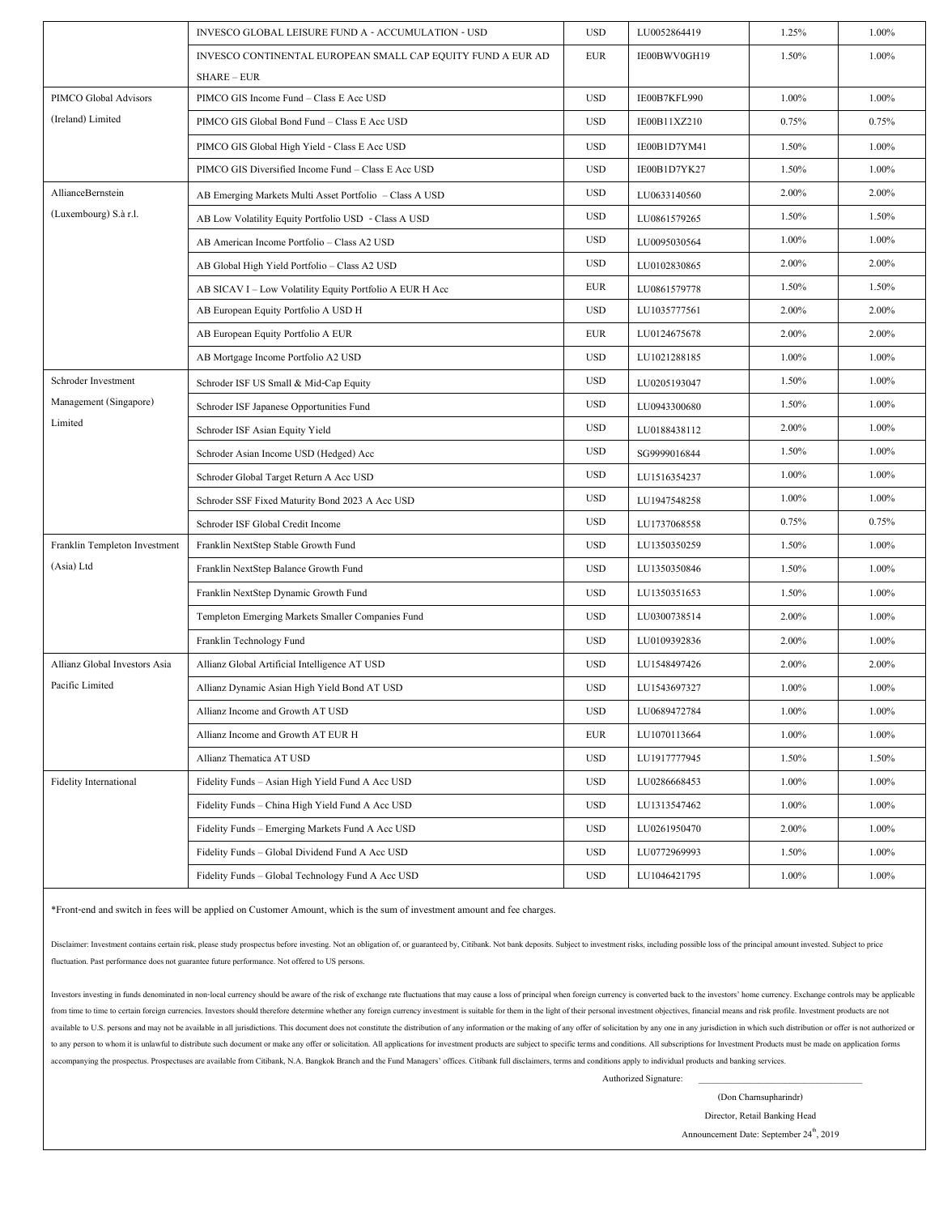| | | | | | |
|---|---|---|---|---|---|
| | INVESCO GLOBAL LEISURE FUND A - ACCUMULATION - USD | USD | LU0052864419 | 1.25% | 1.00% |
| | INVESCO CONTINENTAL EUROPEAN SMALL CAP EQUITY FUND A EUR AD SHARE – EUR | EUR | IE00BWV0GH19 | 1.50% | 1.00% |
| PIMCO Global Advisors (Ireland) Limited | PIMCO GIS Income Fund – Class E Acc USD | USD | IE00B7KFL990 | 1.00% | 1.00% |
| | PIMCO GIS Global Bond Fund – Class E Acc USD | USD | IE00B11XZ210 | 0.75% | 0.75% |
| | PIMCO GIS Global High Yield - Class E Acc USD | USD | IE00B1D7YM41 | 1.50% | 1.00% |
| | PIMCO GIS Diversified Income Fund – Class E Acc USD | USD | IE00B1D7YK27 | 1.50% | 1.00% |
| AllianceBernstein (Luxembourg) S.à r.l. | AB Emerging Markets Multi Asset Portfolio – Class A USD | USD | LU0633140560 | 2.00% | 2.00% |
| | AB Low Volatility Equity Portfolio USD - Class A USD | USD | LU0861579265 | 1.50% | 1.50% |
| | AB American Income Portfolio – Class A2 USD | USD | LU0095030564 | 1.00% | 1.00% |
| | AB Global High Yield Portfolio – Class A2 USD | USD | LU0102830865 | 2.00% | 2.00% |
| | AB SICAV I – Low Volatility Equity Portfolio A EUR H Acc | EUR | LU0861579778 | 1.50% | 1.50% |
| | AB European Equity Portfolio A USD H | USD | LU1035777561 | 2.00% | 2.00% |
| | AB European Equity Portfolio A EUR | EUR | LU0124675678 | 2.00% | 2.00% |
| | AB Mortgage Income Portfolio A2 USD | USD | LU1021288185 | 1.00% | 1.00% |
| Schroder Investment Management (Singapore) Limited | Schroder ISF US Small & Mid-Cap Equity | USD | LU0205193047 | 1.50% | 1.00% |
| | Schroder ISF Japanese Opportunities Fund | USD | LU0943300680 | 1.50% | 1.00% |
| | Schroder ISF Asian Equity Yield | USD | LU0188438112 | 2.00% | 1.00% |
| | Schroder Asian Income USD (Hedged) Acc | USD | SG9999016844 | 1.50% | 1.00% |
| | Schroder Global Target Return A Acc USD | USD | LU1516354237 | 1.00% | 1.00% |
| | Schroder SSF Fixed Maturity Bond 2023 A Acc USD | USD | LU1947548258 | 1.00% | 1.00% |
| | Schroder ISF Global Credit Income | USD | LU1737068558 | 0.75% | 0.75% |
| Franklin Templeton Investment (Asia) Ltd | Franklin NextStep Stable Growth Fund | USD | LU1350350259 | 1.50% | 1.00% |
| | Franklin NextStep Balance Growth Fund | USD | LU1350350846 | 1.50% | 1.00% |
| | Franklin NextStep Dynamic Growth Fund | USD | LU1350351653 | 1.50% | 1.00% |
| | Templeton Emerging Markets Smaller Companies Fund | USD | LU0300738514 | 2.00% | 1.00% |
| | Franklin Technology Fund | USD | LU0109392836 | 2.00% | 1.00% |
| Allianz Global Investors Asia Pacific Limited | Allianz Global Artificial Intelligence AT USD | USD | LU1548497426 | 2.00% | 2.00% |
| | Allianz Dynamic Asian High Yield Bond AT USD | USD | LU1543697327 | 1.00% | 1.00% |
| | Allianz Income and Growth AT USD | USD | LU0689472784 | 1.00% | 1.00% |
| | Allianz Income and Growth AT EUR H | EUR | LU1070113664 | 1.00% | 1.00% |
| | Allianz Thematica AT USD | USD | LU1917777945 | 1.50% | 1.50% |
| Fidelity International | Fidelity Funds – Asian High Yield Fund A Acc USD | USD | LU0286668453 | 1.00% | 1.00% |
| | Fidelity Funds – China High Yield Fund A Acc USD | USD | LU1313547462 | 1.00% | 1.00% |
| | Fidelity Funds – Emerging Markets Fund A Acc USD | USD | LU0261950470 | 2.00% | 1.00% |
| | Fidelity Funds – Global Dividend Fund A Acc USD | USD | LU0772969993 | 1.50% | 1.00% |
| | Fidelity Funds – Global Technology Fund A Acc USD | USD | LU1046421795 | 1.00% | 1.00% |

*Front-end and switch in fees will be applied on Customer Amount, which is the sum of investment amount and fee charges.

Disclaimer: Investment contains certain risk, please study prospectus before investing. Not an obligation of, or guaranteed by, Citibank. Not bank deposits. Subject to investment risks, including possible loss of the principal amount invested. Subject to price fluctuation. Past performance does not guarantee future performance. Not offered to US persons.

Investors investing in funds denominated in non-local currency should be aware of the risk of exchange rate fluctuations that may cause a loss of principal when foreign currency is converted back to the investors' home currency. Exchange controls may be applicable from time to time to certain foreign currencies. Investors should therefore determine whether any foreign currency investment is suitable for them in the light of their personal investment objectives, financial means and risk profile. Investment products are not available to U.S. persons and may not be available in all jurisdictions. This document does not constitute the distribution of any information or the making of any offer of solicitation by any one in any jurisdiction in which such distribution or offer is not authorized or to any person to whom it is unlawful to distribute such document or make any offer or solicitation. All applications for investment products are subject to specific terms and conditions. All subscriptions for Investment Products must be made on application forms accompanying the prospectus. Prospectuses are available from Citibank, N.A. Bangkok Branch and the Fund Managers' offices. Citibank full disclaimers, terms and conditions apply to individual products and banking services.

Authorized Signature: ________________________________

(Don Charnsupharindr)

Director, Retail Banking Head

Announcement Date: September 24th, 2019